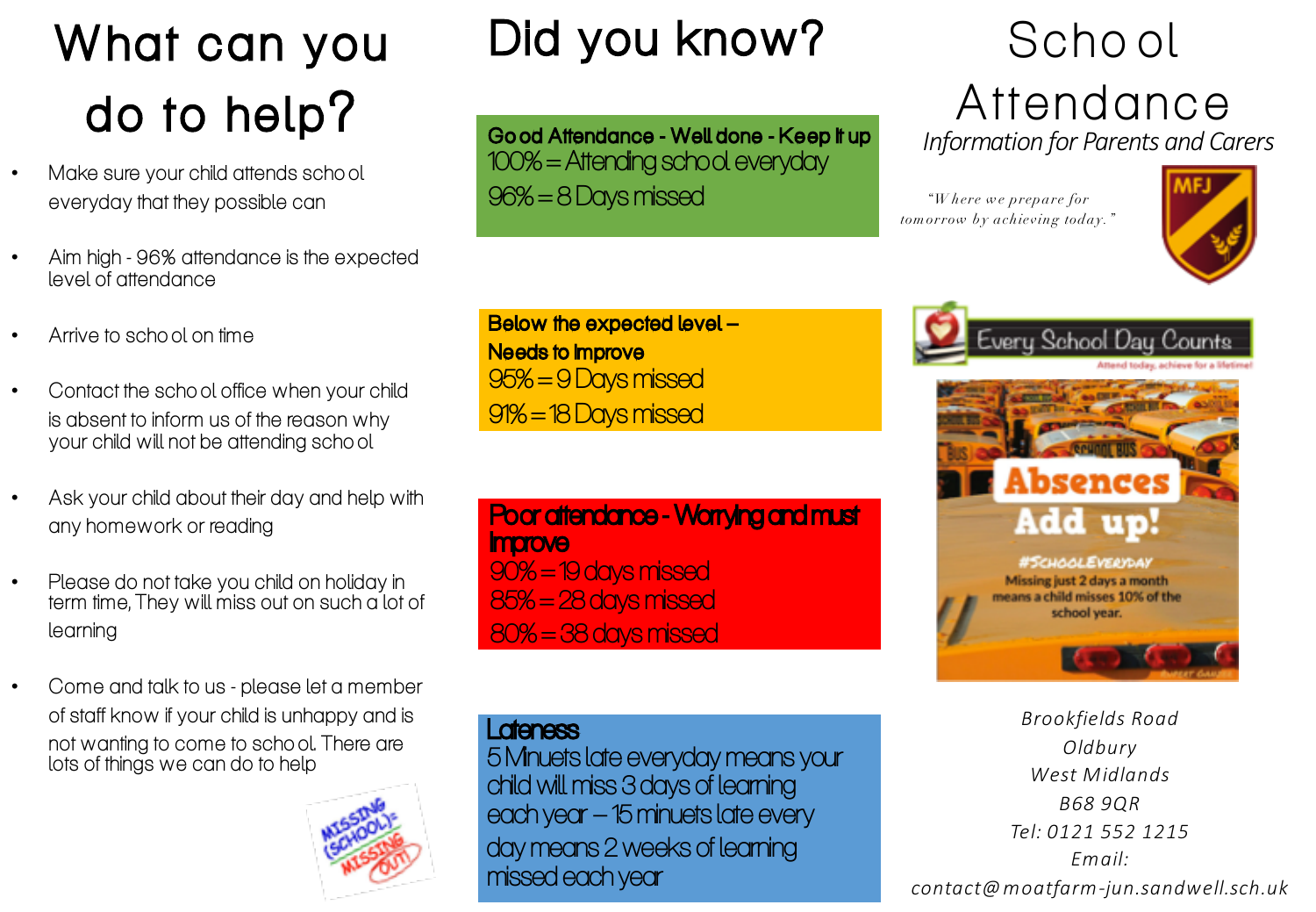# What can you do to help?

- Make sure your child attends school everyday that they possible can
- Aim high - 96% attendance is the expected level of attendance
- Arrive to school on time
- Contact the school office when your child is absent to inform us of the reason why your child will not be attending school
- Ask your child about their day and help with any homework or reading
- Please do not take you child on holiday in term time, They will miss out on such a lot of learning
- Come and talk to us - please let a member of staff know if your child is unhappy and is not wanting to come to school. There are lots of things we can do to help

# Did you know?

**Good Attendance - Well done - Keep it up**
100% = Attending school everyday
96% = 8 Days missed

**Below the expected level – Needs to improve**
95% = 9 Days missed
91% = 18 Days missed

**Poor attendance - Worrying and must Improve**
90% = 19 days missed
85% = 28 days missed
80% = 38 days missed

**Lateness**
5 Minuets late everyday means your child will miss 3 days of learning each year – 15 minuets late every day means 2 weeks of learning missed each year

# School Attendance

*Information for Parents and Carers*

*"Where we prepare for tomorrow by achieving today."*

Every School Day Counts
Attend today, achieve for a lifetime!

**Absences Add up!**
#SchoolEveryday
Missing just 2 days a month means a child misses 10% of the school year.

*Brookfields Road*
*Oldbury*
*West Midlands*
*B68 9QR*
*Tel: 0121 552 1215*
*Email: contact@moatfarm-jun.sandwell.sch.uk*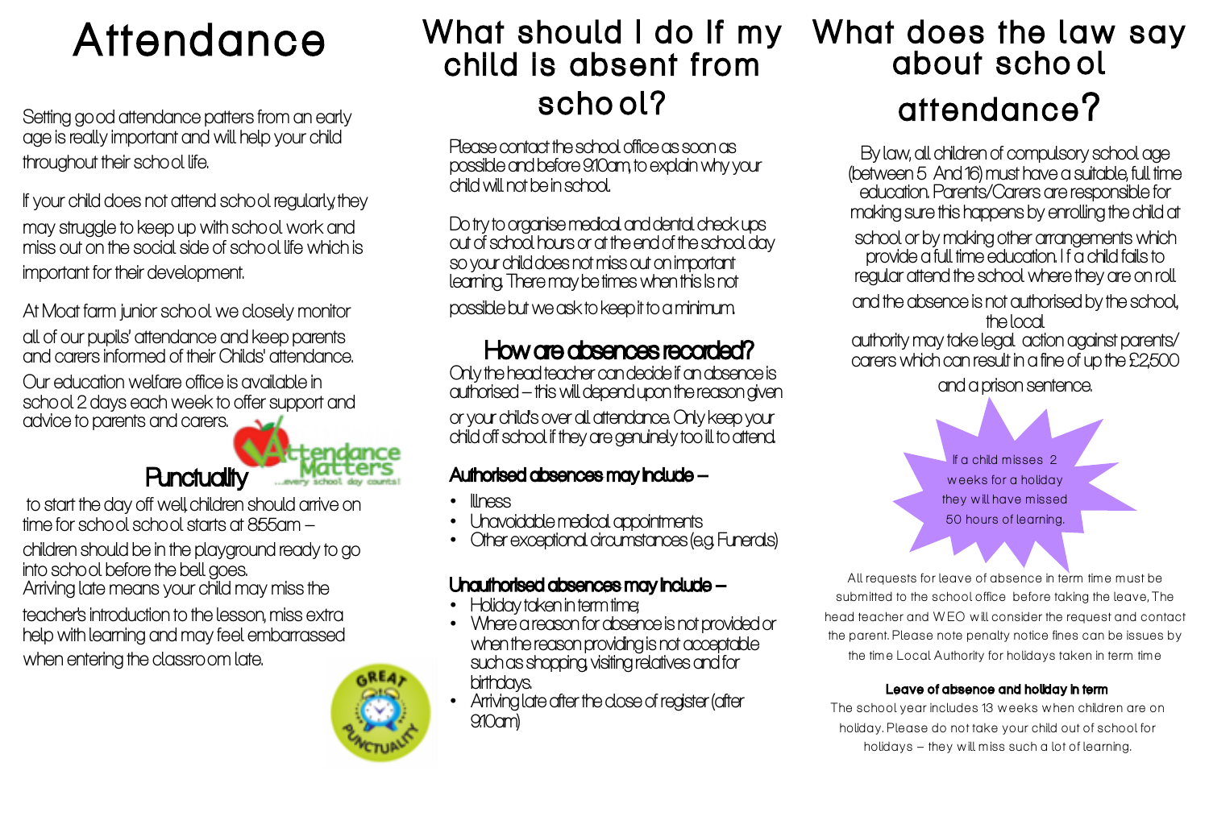# Attendance

Setting good attendance patters from an early age is really important and will help your child throughout their school life.

If your child does not attend school regularly, they may struggle to keep up with school work and miss out on the social side of school life which is important for their development.

At Moat farm junior school we closely monitor all of our pupils' attendance and keep parents and carers informed of their Childs' attendance.

Our education welfare office is available in school 2 days each week to offer support and advice to parents and carers.

## Punctuality

to start the day off well, children should arrive on time for school school starts at 8:55am – children should be in the playground ready to go into school before the bell goes.

Arriving late means your child may miss the teacher's introduction to the lesson, miss extra help with learning and may feel embarrassed when entering the classroom late.

# What should I do If my child is absent from school?

Please contact the school office as soon as possible and before 9:10am, to explain why your child will not be in school.

Do try to organise medical and dental check ups out of school hours or at the end of the school day so your child does not miss out on important learning. There may be times when this is not possible but we ask to keep it to a minimum.

## How are absences recorded?

Only the head teacher can decide if an absence is authorised – this will depend upon the reason given or your child's over all attendance. Only keep your child off school if they are genuinely too ill to attend.

### Authorised absences may include –

- Illness
- Unavoidable medical appointments
- Other exceptional circumstances (e.g. Funerals)

### Unauthorised absences may include –

- Holiday taken in term time;
- Where a reason for absence is not provided or when the reason providing is not acceptable such as shopping, visiting relatives and for birthdays.
- Arriving late after the close of register (after 9:10am)

# What does the law say about school attendance?

By law, all children of compulsory school age (between 5 And 16) must have a suitable, full time education. Parents/Carers are responsible for making sure this happens by enrolling the child at school or by making other arrangements which provide a full time education. If a child fails to regular attend the school where they are on roll and the absence is not authorised by the school, the local authority may take legal action against parents/ carers which can result in a fine of up the £2,500 and a prison sentence.

If a child misses 2 weeks for a holiday they will have missed 50 hours of learning.

All requests for leave of absence in term time must be submitted to the school office before taking the leave, The head teacher and WEO will consider the request and contact the parent. Please note penalty notice fines can be issues by the time Local Authority for holidays taken in term time

**Leave of absence and holiday in term**

The school year includes 13 weeks when children are on holiday. Please do not take your child out of school for holidays – they will miss such a lot of learning.